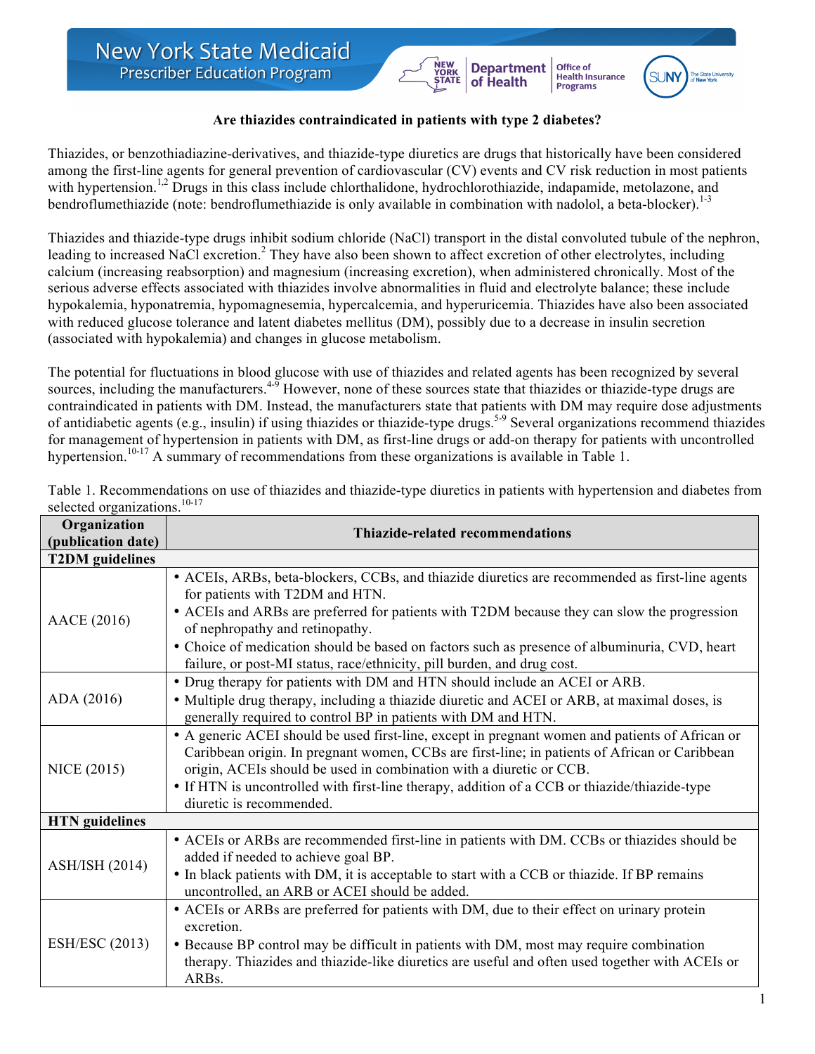New York State Medicaid Prescriber Education Program

### Are thiazides contraindicated in patients with type 2 diabetes?

Thiazides, or benzothiadiazine-derivatives, and thiazide-type diuretics are drugs that historically have been considered among the first-line agents for general prevention of cardiovascular (CV) events and CV risk reduction in most patients with hypertension.[1,2] Drugs in this class include chlorthalidone, hydrochlorothiazide, indapamide, metolazone, and bendroflumethiazide (note: bendroflumethiazide is only available in combination with nadolol, a beta-blocker).[1-3]

Thiazides and thiazide-type drugs inhibit sodium chloride (NaCl) transport in the distal convoluted tubule of the nephron, leading to increased NaCl excretion.[2] They have also been shown to affect excretion of other electrolytes, including calcium (increasing reabsorption) and magnesium (increasing excretion), when administered chronically. Most of the serious adverse effects associated with thiazides involve abnormalities in fluid and electrolyte balance; these include hypokalemia, hyponatremia, hypomagnesemia, hypercalcemia, and hyperuricemia. Thiazides have also been associated with reduced glucose tolerance and latent diabetes mellitus (DM), possibly due to a decrease in insulin secretion (associated with hypokalemia) and changes in glucose metabolism.

The potential for fluctuations in blood glucose with use of thiazides and related agents has been recognized by several sources, including the manufacturers.[4-9] However, none of these sources state that thiazides or thiazide-type drugs are contraindicated in patients with DM. Instead, the manufacturers state that patients with DM may require dose adjustments of antidiabetic agents (e.g., insulin) if using thiazides or thiazide-type drugs.[5-9] Several organizations recommend thiazides for management of hypertension in patients with DM, as first-line drugs or add-on therapy for patients with uncontrolled hypertension.[10-17] A summary of recommendations from these organizations is available in Table 1.

Table 1. Recommendations on use of thiazides and thiazide-type diuretics in patients with hypertension and diabetes from selected organizations.[10-17]

| Organization (publication date) | Thiazide-related recommendations |
|---|---|
| **T2DM guidelines** | |
| AACE (2016) | • ACEIs, ARBs, beta-blockers, CCBs, and thiazide diuretics are recommended as first-line agents for patients with T2DM and HTN.<br>• ACEIs and ARBs are preferred for patients with T2DM because they can slow the progression of nephropathy and retinopathy.<br>• Choice of medication should be based on factors such as presence of albuminuria, CVD, heart failure, or post-MI status, race/ethnicity, pill burden, and drug cost. |
| ADA (2016) | • Drug therapy for patients with DM and HTN should include an ACEI or ARB.<br>• Multiple drug therapy, including a thiazide diuretic and ACEI or ARB, at maximal doses, is generally required to control BP in patients with DM and HTN. |
| NICE (2015) | • A generic ACEI should be used first-line, except in pregnant women and patients of African or Caribbean origin. In pregnant women, CCBs are first-line; in patients of African or Caribbean origin, ACEIs should be used in combination with a diuretic or CCB.<br>• If HTN is uncontrolled with first-line therapy, addition of a CCB or thiazide/thiazide-type diuretic is recommended. |
| **HTN guidelines** | |
| ASH/ISH (2014) | • ACEIs or ARBs are recommended first-line in patients with DM. CCBs or thiazides should be added if needed to achieve goal BP.<br>• In black patients with DM, it is acceptable to start with a CCB or thiazide. If BP remains uncontrolled, an ARB or ACEI should be added. |
| ESH/ESC (2013) | • ACEIs or ARBs are preferred for patients with DM, due to their effect on urinary protein excretion.<br>• Because BP control may be difficult in patients with DM, most may require combination therapy. Thiazides and thiazide-like diuretics are useful and often used together with ACEIs or ARBs. |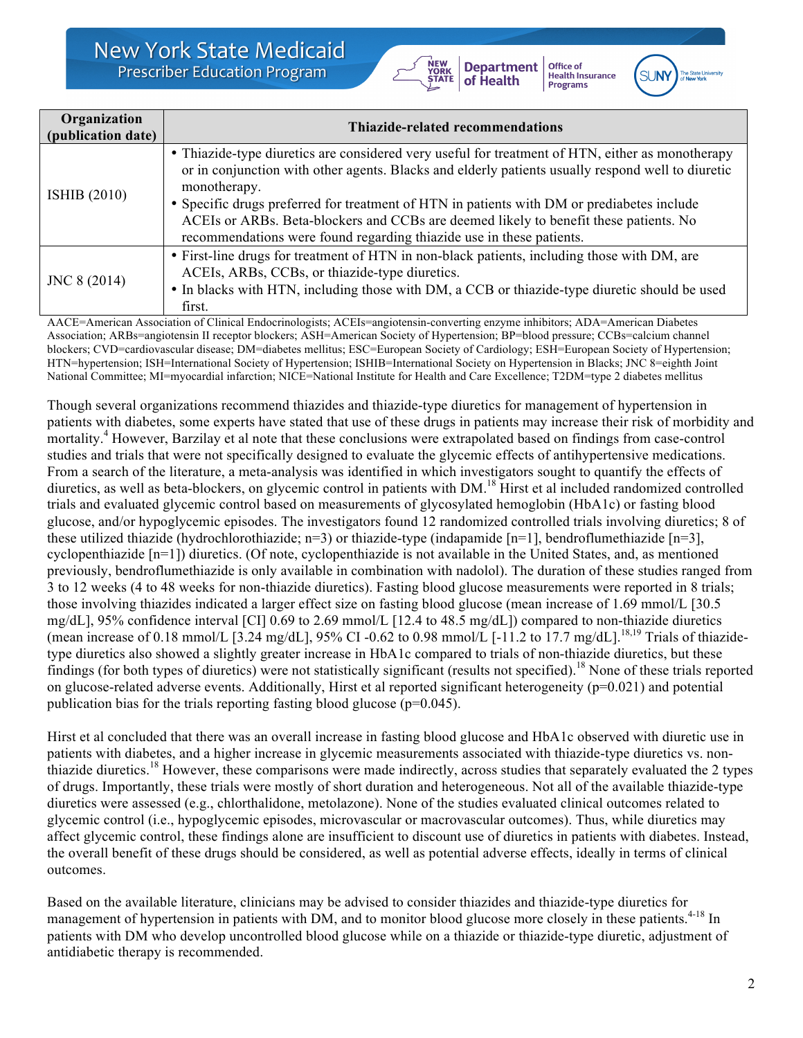| Organization (publication date) | Thiazide-related recommendations |
|---|---|
| ISHIB (2010) | • Thiazide-type diuretics are considered very useful for treatment of HTN, either as monotherapy or in conjunction with other agents. Blacks and elderly patients usually respond well to diuretic monotherapy.<br>• Specific drugs preferred for treatment of HTN in patients with DM or prediabetes include ACEIs or ARBs. Beta-blockers and CCBs are deemed likely to benefit these patients. No recommendations were found regarding thiazide use in these patients. |
| JNC 8 (2014) | • First-line drugs for treatment of HTN in non-black patients, including those with DM, are ACEIs, ARBs, CCBs, or thiazide-type diuretics.<br>• In blacks with HTN, including those with DM, a CCB or thiazide-type diuretic should be used first. |

AACE=American Association of Clinical Endocrinologists; ACEIs=angiotensin-converting enzyme inhibitors; ADA=American Diabetes Association; ARBs=angiotensin II receptor blockers; ASH=American Society of Hypertension; BP=blood pressure; CCBs=calcium channel blockers; CVD=cardiovascular disease; DM=diabetes mellitus; ESC=European Society of Cardiology; ESH=European Society of Hypertension; HTN=hypertension; ISH=International Society of Hypertension; ISHIB=International Society on Hypertension in Blacks; JNC 8=eighth Joint National Committee; MI=myocardial infarction; NICE=National Institute for Health and Care Excellence; T2DM=type 2 diabetes mellitus

Though several organizations recommend thiazides and thiazide-type diuretics for management of hypertension in patients with diabetes, some experts have stated that use of these drugs in patients may increase their risk of morbidity and mortality.[4] However, Barzilay et al note that these conclusions were extrapolated based on findings from case-control studies and trials that were not specifically designed to evaluate the glycemic effects of antihypertensive medications. From a search of the literature, a meta-analysis was identified in which investigators sought to quantify the effects of diuretics, as well as beta-blockers, on glycemic control in patients with DM.[18] Hirst et al included randomized controlled trials and evaluated glycemic control based on measurements of glycosylated hemoglobin (HbA1c) or fasting blood glucose, and/or hypoglycemic episodes. The investigators found 12 randomized controlled trials involving diuretics; 8 of these utilized thiazide (hydrochlorothiazide; n=3) or thiazide-type (indapamide [n=1], bendroflumethiazide [n=3], cyclopenthiazide [n=1]) diuretics. (Of note, cyclopenthiazide is not available in the United States, and, as mentioned previously, bendroflumethiazide is only available in combination with nadolol). The duration of these studies ranged from 3 to 12 weeks (4 to 48 weeks for non-thiazide diuretics). Fasting blood glucose measurements were reported in 8 trials; those involving thiazides indicated a larger effect size on fasting blood glucose (mean increase of 1.69 mmol/L [30.5 mg/dL], 95% confidence interval [CI] 0.69 to 2.69 mmol/L [12.4 to 48.5 mg/dL]) compared to non-thiazide diuretics (mean increase of 0.18 mmol/L [3.24 mg/dL], 95% CI -0.62 to 0.98 mmol/L [-11.2 to 17.7 mg/dL].[18,19] Trials of thiazide-type diuretics also showed a slightly greater increase in HbA1c compared to trials of non-thiazide diuretics, but these findings (for both types of diuretics) were not statistically significant (results not specified).[18] None of these trials reported on glucose-related adverse events. Additionally, Hirst et al reported significant heterogeneity (p=0.021) and potential publication bias for the trials reporting fasting blood glucose (p=0.045).

Hirst et al concluded that there was an overall increase in fasting blood glucose and HbA1c observed with diuretic use in patients with diabetes, and a higher increase in glycemic measurements associated with thiazide-type diuretics vs. non-thiazide diuretics.[18] However, these comparisons were made indirectly, across studies that separately evaluated the 2 types of drugs. Importantly, these trials were mostly of short duration and heterogeneous. Not all of the available thiazide-type diuretics were assessed (e.g., chlorthalidone, metolazone). None of the studies evaluated clinical outcomes related to glycemic control (i.e., hypoglycemic episodes, microvascular or macrovascular outcomes). Thus, while diuretics may affect glycemic control, these findings alone are insufficient to discount use of diuretics in patients with diabetes. Instead, the overall benefit of these drugs should be considered, as well as potential adverse effects, ideally in terms of clinical outcomes.

Based on the available literature, clinicians may be advised to consider thiazides and thiazide-type diuretics for management of hypertension in patients with DM, and to monitor blood glucose more closely in these patients.[4-18] In patients with DM who develop uncontrolled blood glucose while on a thiazide or thiazide-type diuretic, adjustment of antidiabetic therapy is recommended.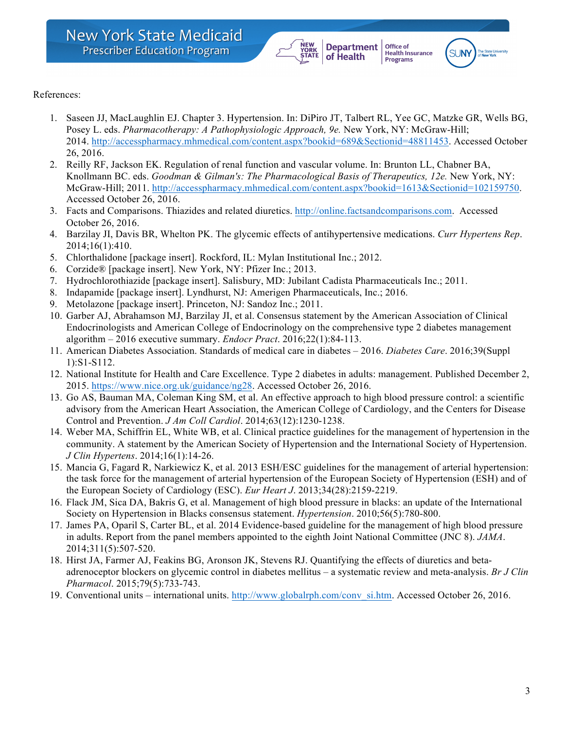References:

1. Saseen JJ, MacLaughlin EJ. Chapter 3. Hypertension. In: DiPiro JT, Talbert RL, Yee GC, Matzke GR, Wells BG, Posey L. eds. *Pharmacotherapy: A Pathophysiologic Approach, 9e.* New York, NY: McGraw-Hill; 2014. http://accesspharmacy.mhmedical.com/content.aspx?bookid=689&Sectionid=48811453. Accessed October 26, 2016.
2. Reilly RF, Jackson EK. Regulation of renal function and vascular volume. In: Brunton LL, Chabner BA, Knollmann BC. eds. *Goodman & Gilman's: The Pharmacological Basis of Therapeutics, 12e.* New York, NY: McGraw-Hill; 2011. http://accesspharmacy.mhmedical.com/content.aspx?bookid=1613&Sectionid=102159750. Accessed October 26, 2016.
3. Facts and Comparisons. Thiazides and related diuretics. http://online.factsandcomparisons.com. Accessed October 26, 2016.
4. Barzilay JI, Davis BR, Whelton PK. The glycemic effects of antihypertensive medications. *Curr Hypertens Rep*. 2014;16(1):410.
5. Chlorthalidone [package insert]. Rockford, IL: Mylan Institutional Inc.; 2012.
6. Corzide® [package insert]. New York, NY: Pfizer Inc.; 2013.
7. Hydrochlorothiazide [package insert]. Salisbury, MD: Jubilant Cadista Pharmaceuticals Inc.; 2011.
8. Indapamide [package insert]. Lyndhurst, NJ: Amerigen Pharmaceuticals, Inc.; 2016.
9. Metolazone [package insert]. Princeton, NJ: Sandoz Inc.; 2011.
10. Garber AJ, Abrahamson MJ, Barzilay JI, et al. Consensus statement by the American Association of Clinical Endocrinologists and American College of Endocrinology on the comprehensive type 2 diabetes management algorithm – 2016 executive summary. *Endocr Pract*. 2016;22(1):84-113.
11. American Diabetes Association. Standards of medical care in diabetes – 2016. *Diabetes Care*. 2016;39(Suppl 1):S1-S112.
12. National Institute for Health and Care Excellence. Type 2 diabetes in adults: management. Published December 2, 2015. https://www.nice.org.uk/guidance/ng28. Accessed October 26, 2016.
13. Go AS, Bauman MA, Coleman King SM, et al. An effective approach to high blood pressure control: a scientific advisory from the American Heart Association, the American College of Cardiology, and the Centers for Disease Control and Prevention. *J Am Coll Cardiol*. 2014;63(12):1230-1238.
14. Weber MA, Schiffrin EL, White WB, et al. Clinical practice guidelines for the management of hypertension in the community. A statement by the American Society of Hypertension and the International Society of Hypertension. *J Clin Hypertens*. 2014;16(1):14-26.
15. Mancia G, Fagard R, Narkiewicz K, et al. 2013 ESH/ESC guidelines for the management of arterial hypertension: the task force for the management of arterial hypertension of the European Society of Hypertension (ESH) and of the European Society of Cardiology (ESC). *Eur Heart J*. 2013;34(28):2159-2219.
16. Flack JM, Sica DA, Bakris G, et al. Management of high blood pressure in blacks: an update of the International Society on Hypertension in Blacks consensus statement. *Hypertension*. 2010;56(5):780-800.
17. James PA, Oparil S, Carter BL, et al. 2014 Evidence-based guideline for the management of high blood pressure in adults. Report from the panel members appointed to the eighth Joint National Committee (JNC 8). *JAMA*. 2014;311(5):507-520.
18. Hirst JA, Farmer AJ, Feakins BG, Aronson JK, Stevens RJ. Quantifying the effects of diuretics and beta-adrenoceptor blockers on glycemic control in diabetes mellitus – a systematic review and meta-analysis. *Br J Clin Pharmacol*. 2015;79(5):733-743.
19. Conventional units – international units. http://www.globalrph.com/conv_si.htm. Accessed October 26, 2016.